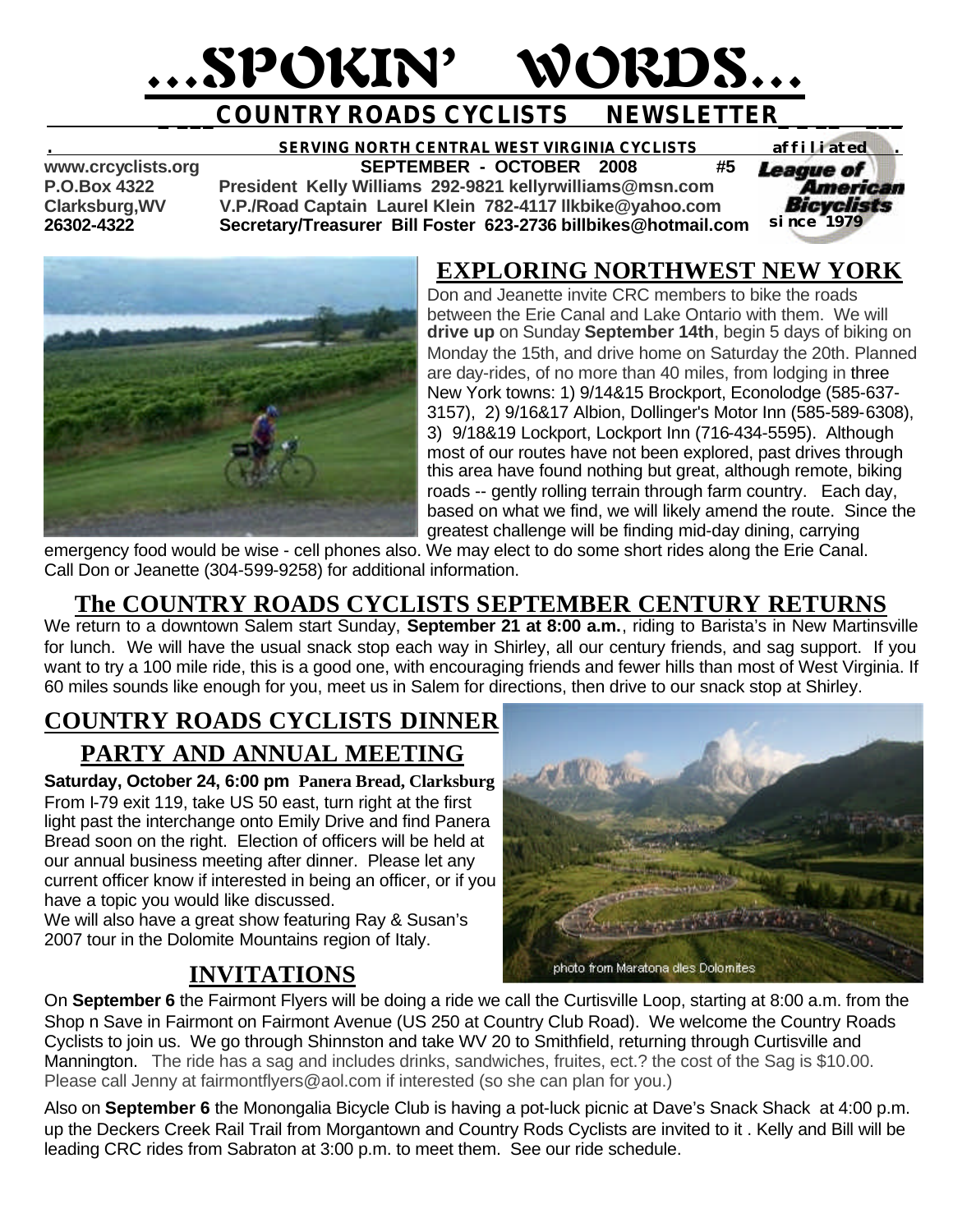# ...SPOKIN' WORDS...

## COUNTRY ROADS CYCLISTS NEWSLETTER

**SERVING NORTH CENTRAL WEST VIRGINIA CYCLISTS** — affiliated League of American Bicyclists since 1979

**www.crcyclists.org** — **SEPTEMBER - OCTOBER 2008 #5**
**P.O.Box 4322** — **President Kelly Williams 292-9821 kellyrwilliams@msn.com**
**Clarksburg,WV** — **V.P./Road Captain Laurel Klein 782-4117 llkbike@yahoo.com**
**26302-4322** — **Secretary/Treasurer Bill Foster 623-2736 billbikes@hotmail.com**

## EXPLORING NORTHWEST NEW YORK

Don and Jeanette invite CRC members to bike the roads between the Erie Canal and Lake Ontario with them. We will **drive up** on Sunday **September 14th**, begin 5 days of biking on Monday the 15th, and drive home on Saturday the 20th. Planned are day-rides, of no more than 40 miles, from lodging in three New York towns: 1) 9/14&15 Brockport, Econolodge (585-637-3157), 2) 9/16&17 Albion, Dollinger's Motor Inn (585-589-6308), 3) 9/18&19 Lockport, Lockport Inn (716-434-5595). Although most of our routes have not been explored, past drives through this area have found nothing but great, although remote, biking roads -- gently rolling terrain through farm country. Each day, based on what we find, we will likely amend the route. Since the greatest challenge will be finding mid-day dining, carrying emergency food would be wise - cell phones also. We may elect to do some short rides along the Erie Canal. Call Don or Jeanette (304-599-9258) for additional information.

## The COUNTRY ROADS CYCLISTS SEPTEMBER CENTURY RETURNS

We return to a downtown Salem start Sunday, **September 21 at 8:00 a.m.**, riding to Barista's in New Martinsville for lunch. We will have the usual snack stop each way in Shirley, all our century friends, and sag support. If you want to try a 100 mile ride, this is a good one, with encouraging friends and fewer hills than most of West Virginia. If 60 miles sounds like enough for you, meet us in Salem for directions, then drive to our snack stop at Shirley.

## COUNTRY ROADS CYCLISTS DINNER PARTY AND ANNUAL MEETING

**Saturday, October 24, 6:00 pm Panera Bread, Clarksburg**
From I-79 exit 119, take US 50 east, turn right at the first light past the interchange onto Emily Drive and find Panera Bread soon on the right. Election of officers will be held at our annual business meeting after dinner. Please let any current officer know if interested in being an officer, or if you have a topic you would like discussed.
We will also have a great show featuring Ray & Susan's 2007 tour in the Dolomite Mountains region of Italy.

photo from Maratona dles Dolomites

## INVITATIONS

On **September 6** the Fairmont Flyers will be doing a ride we call the Curtisville Loop, starting at 8:00 a.m. from the Shop n Save in Fairmont on Fairmont Avenue (US 250 at Country Club Road). We welcome the Country Roads Cyclists to join us. We go through Shinnston and take WV 20 to Smithfield, returning through Curtisville and Mannington. The ride has a sag and includes drinks, sandwiches, fruites, ect.? the cost of the Sag is $10.00. Please call Jenny at fairmontflyers@aol.com if interested (so she can plan for you.)

Also on **September 6** the Monongalia Bicycle Club is having a pot-luck picnic at Dave's Snack Shack at 4:00 p.m. up the Deckers Creek Rail Trail from Morgantown and Country Rods Cyclists are invited to it . Kelly and Bill will be leading CRC rides from Sabraton at 3:00 p.m. to meet them. See our ride schedule.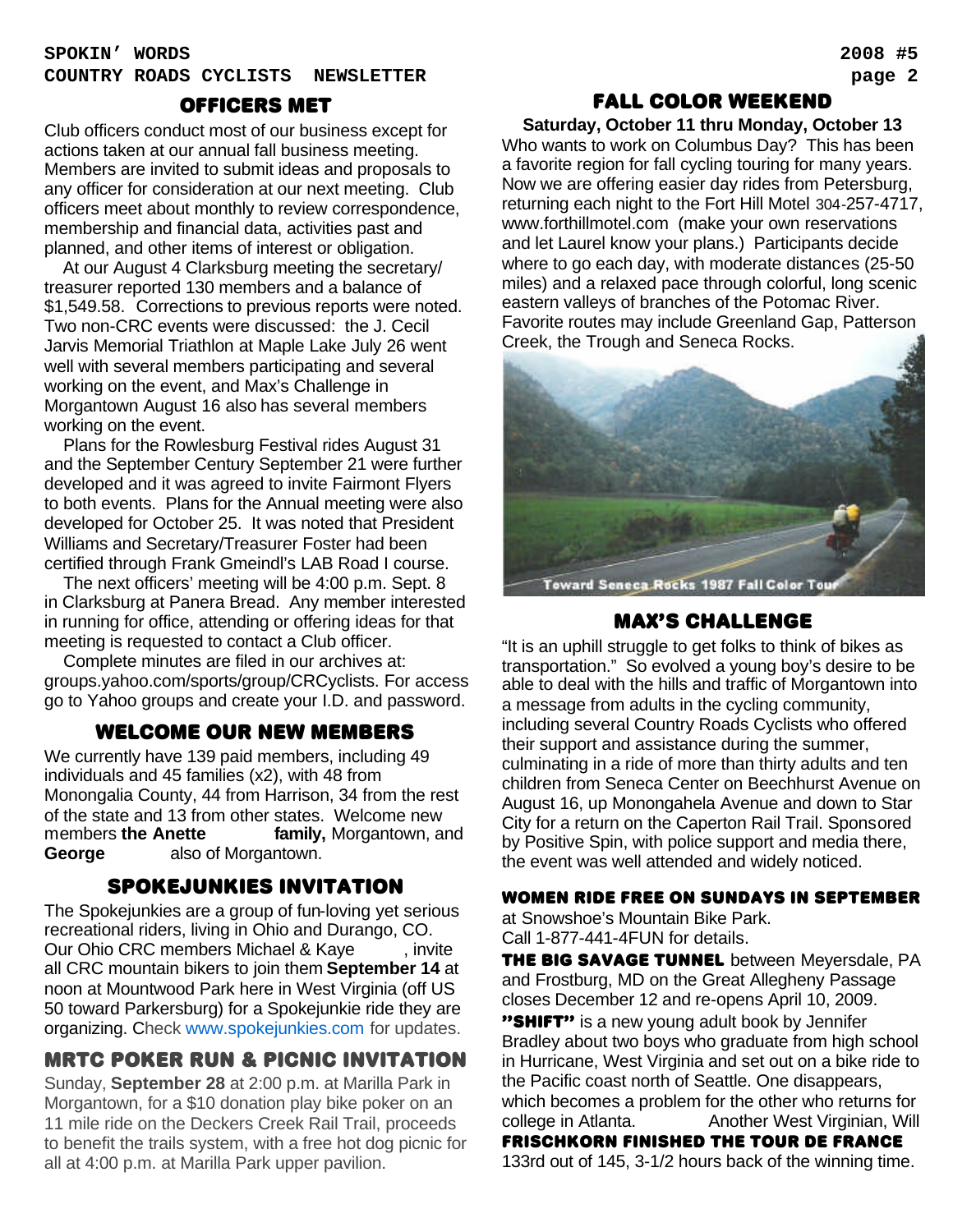## OFFICERS MET

Club officers conduct most of our business except for actions taken at our annual fall business meeting. Members are invited to submit ideas and proposals to any officer for consideration at our next meeting. Club officers meet about monthly to review correspondence, membership and financial data, activities past and planned, and other items of interest or obligation.

At our August 4 Clarksburg meeting the secretary/ treasurer reported 130 members and a balance of $1,549.58. Corrections to previous reports were noted. Two non-CRC events were discussed: the J. Cecil Jarvis Memorial Triathlon at Maple Lake July 26 went well with several members participating and several working on the event, and Max's Challenge in Morgantown August 16 also has several members working on the event.

Plans for the Rowlesburg Festival rides August 31 and the September Century September 21 were further developed and it was agreed to invite Fairmont Flyers to both events. Plans for the Annual meeting were also developed for October 25. It was noted that President Williams and Secretary/Treasurer Foster had been certified through Frank Gmeindl's LAB Road I course.

The next officers' meeting will be 4:00 p.m. Sept. 8 in Clarksburg at Panera Bread. Any member interested in running for office, attending or offering ideas for that meeting is requested to contact a Club officer.

Complete minutes are filed in our archives at: groups.yahoo.com/sports/group/CRCyclists. For access go to Yahoo groups and create your I.D. and password.

## WELCOME OUR NEW MEMBERS

We currently have 139 paid members, including 49 individuals and 45 families (x2), with 48 from Monongalia County, 44 from Harrison, 34 from the rest of the state and 13 from other states. Welcome new members **the Anette family,** Morgantown, and **George** also of Morgantown.

## SPOKEJUNKIES INVITATION

The Spokejunkies are a group of fun-loving yet serious recreational riders, living in Ohio and Durango, CO. Our Ohio CRC members Michael & Kaye , invite all CRC mountain bikers to join them **September 14** at noon at Mountwood Park here in West Virginia (off US 50 toward Parkersburg) for a Spokejunkie ride they are organizing. Check www.spokejunkies.com for updates.

## MRTC POKER RUN & PICNIC INVITATION

Sunday, **September 28** at 2:00 p.m. at Marilla Park in Morgantown, for a $10 donation play bike poker on an 11 mile ride on the Deckers Creek Rail Trail, proceeds to benefit the trails system, with a free hot dog picnic for all at 4:00 p.m. at Marilla Park upper pavilion.

## FALL COLOR WEEKEND

**Saturday, October 11 thru Monday, October 13**

Who wants to work on Columbus Day? This has been a favorite region for fall cycling touring for many years. Now we are offering easier day rides from Petersburg, returning each night to the Fort Hill Motel 304-257-4717, www.forthillmotel.com (make your own reservations and let Laurel know your plans.) Participants decide where to go each day, with moderate distances (25-50 miles) and a relaxed pace through colorful, long scenic eastern valleys of branches of the Potomac River. Favorite routes may include Greenland Gap, Patterson Creek, the Trough and Seneca Rocks.

Toward Seneca Rocks 1987 Fall Color Tour

## MAX'S CHALLENGE

"It is an uphill struggle to get folks to think of bikes as transportation." So evolved a young boy's desire to be able to deal with the hills and traffic of Morgantown into a message from adults in the cycling community, including several Country Roads Cyclists who offered their support and assistance during the summer, culminating in a ride of more than thirty adults and ten children from Seneca Center on Beechhurst Avenue on August 16, up Monongahela Avenue and down to Star City for a return on the Caperton Rail Trail. Sponsored by Positive Spin, with police support and media there, the event was well attended and widely noticed.

**WOMEN RIDE FREE ON SUNDAYS IN SEPTEMBER** at Snowshoe's Mountain Bike Park. Call 1-877-441-4FUN for details.

**THE BIG SAVAGE TUNNEL** between Meyersdale, PA and Frostburg, MD on the Great Allegheny Passage closes December 12 and re-opens April 10, 2009.

**"SHIFT"** is a new young adult book by Jennifer Bradley about two boys who graduate from high school in Hurricane, West Virginia and set out on a bike ride to the Pacific coast north of Seattle. One disappears, which becomes a problem for the other who returns for college in Atlanta. Another West Virginian, Will **FRISCHKORN FINISHED THE TOUR DE FRANCE** 133rd out of 145, 3-1/2 hours back of the winning time.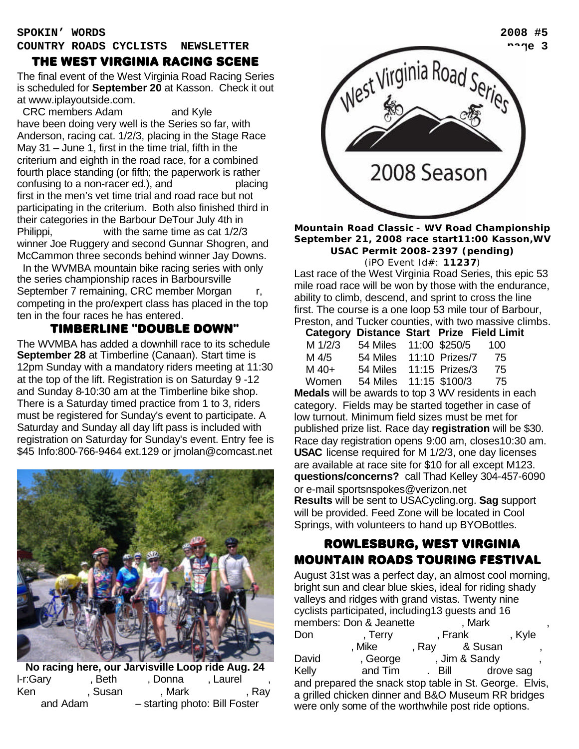## THE WEST VIRGINIA RACING SCENE

The final event of the West Virginia Road Racing Series is scheduled for **September 20** at Kasson. Check it out at www.iplayoutside.com.

CRC members Adam and Kyle have been doing very well is the Series so far, with Anderson, racing cat. 1/2/3, placing in the Stage Race May 31 – June 1, first in the time trial, fifth in the criterium and eighth in the road race, for a combined fourth place standing (or fifth; the paperwork is rather confusing to a non-racer ed.), and placing first in the men's vet time trial and road race but not participating in the criterium. Both also finished third in their categories in the Barbour DeTour July 4th in Philippi, with the same time as cat 1/2/3 winner Joe Ruggery and second Gunnar Shogren, and McCammon three seconds behind winner Jay Downs.

In the WVMBA mountain bike racing series with only the series championship races in Barboursville September 7 remaining, CRC member Morgan r, competing in the pro/expert class has placed in the top ten in the four races he has entered.

## TIMBERLINE "DOUBLE DOWN"

The WVMBA has added a downhill race to its schedule **September 28** at Timberline (Canaan). Start time is 12pm Sunday with a mandatory riders meeting at 11:30 at the top of the lift. Registration is on Saturday 9 -12 and Sunday 8-10:30 am at the Timberline bike shop. There is a Saturday timed practice from 1 to 3, riders must be registered for Sunday's event to participate. A Saturday and Sunday all day lift pass is included with registration on Saturday for Sunday's event. Entry fee is $45 Info:800-766-9464 ext.129 or jrnolan@comcast.net

**No racing here, our Jarvisville Loop ride Aug. 24**
l-r:Gary , Beth , Donna , Laurel , Ken , Susan , Mark , Ray and Adam – starting photo: Bill Foster

West Virginia Road Series 2008 Season

**Mountain Road Classic - WV Road Championship**
**September 21, 2008 race start11:00 Kasson,WV**
**USAC Permit 2008-2397 (pending)**
(iPO Event Id#: **11237**)

Last race of the West Virginia Road Series, this epic 53 mile road race will be won by those with the endurance, ability to climb, descend, and sprint to cross the line first. The course is a one loop 53 mile tour of Barbour, Preston, and Tucker counties, with two massive climbs.

| Category | Distance | Start | Prize | Field Limit |
|---|---|---|---|---|
| M 1/2/3 | 54 Miles | 11:00 | $250/5 | 100 |
| M 4/5 | 54 Miles | 11:10 | Prizes/7 | 75 |
| M 40+ | 54 Miles | 11:15 | Prizes/3 | 75 |
| Women | 54 Miles | 11:15 | $100/3 | 75 |

**Medals** will be awards to top 3 WV residents in each category. Fields may be started together in case of low turnout. Minimum field sizes must be met for published prize list. Race day **registration** will be $30. Race day registration opens 9:00 am, closes10:30 am. **USAC** license required for M 1/2/3, one day licenses are available at race site for $10 for all except M123. **questions/concerns?** call Thad Kelley 304-457-6090 or e-mail sportsnspokes@verizon.net
**Results** will be sent to USACycling.org. **Sag** support will be provided. Feed Zone will be located in Cool Springs, with volunteers to hand up BYOBottles.

## ROWLESBURG, WEST VIRGINIA MOUNTAIN ROADS TOURING FESTIVAL

August 31st was a perfect day, an almost cool morning, bright sun and clear blue skies, ideal for riding shady valleys and ridges with grand vistas. Twenty nine cyclists participated, including13 guests and 16 members: Don & Jeanette , Mark , Don , Terry , Frank , Kyle , Mike , Ray & Susan , David , George , Jim & Sandy , Kelly and Tim . Bill drove sag and prepared the snack stop table in St. George. Elvis, a grilled chicken dinner and B&O Museum RR bridges were only some of the worthwhile post ride options.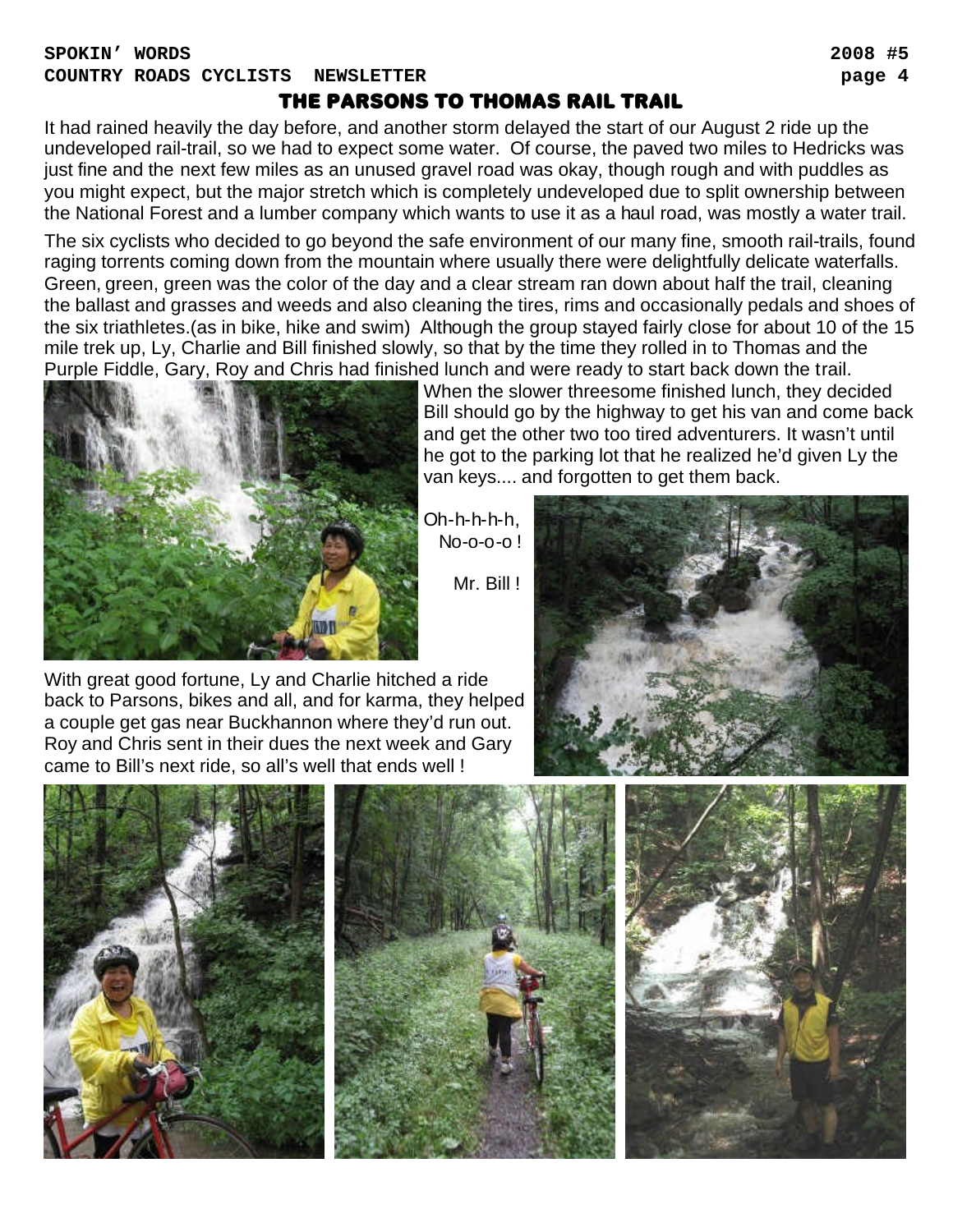## THE PARSONS TO THOMAS RAIL TRAIL

It had rained heavily the day before, and another storm delayed the start of our August 2 ride up the undeveloped rail-trail, so we had to expect some water. Of course, the paved two miles to Hedricks was just fine and the next few miles as an unused gravel road was okay, though rough and with puddles as you might expect, but the major stretch which is completely undeveloped due to split ownership between the National Forest and a lumber company which wants to use it as a haul road, was mostly a water trail.

The six cyclists who decided to go beyond the safe environment of our many fine, smooth rail-trails, found raging torrents coming down from the mountain where usually there were delightfully delicate waterfalls. Green, green, green was the color of the day and a clear stream ran down about half the trail, cleaning the ballast and grasses and weeds and also cleaning the tires, rims and occasionally pedals and shoes of the six triathletes.(as in bike, hike and swim) Although the group stayed fairly close for about 10 of the 15 mile trek up, Ly, Charlie and Bill finished slowly, so that by the time they rolled in to Thomas and the Purple Fiddle, Gary, Roy and Chris had finished lunch and were ready to start back down the trail.

When the slower threesome finished lunch, they decided Bill should go by the highway to get his van and come back and get the other two too tired adventurers. It wasn't until he got to the parking lot that he realized he'd given Ly the van keys.... and forgotten to get them back.

Oh-h-h-h,
No-o-o-o !

Mr. Bill !

With great good fortune, Ly and Charlie hitched a ride back to Parsons, bikes and all, and for karma, they helped a couple get gas near Buckhannon where they'd run out. Roy and Chris sent in their dues the next week and Gary came to Bill's next ride, so all's well that ends well !